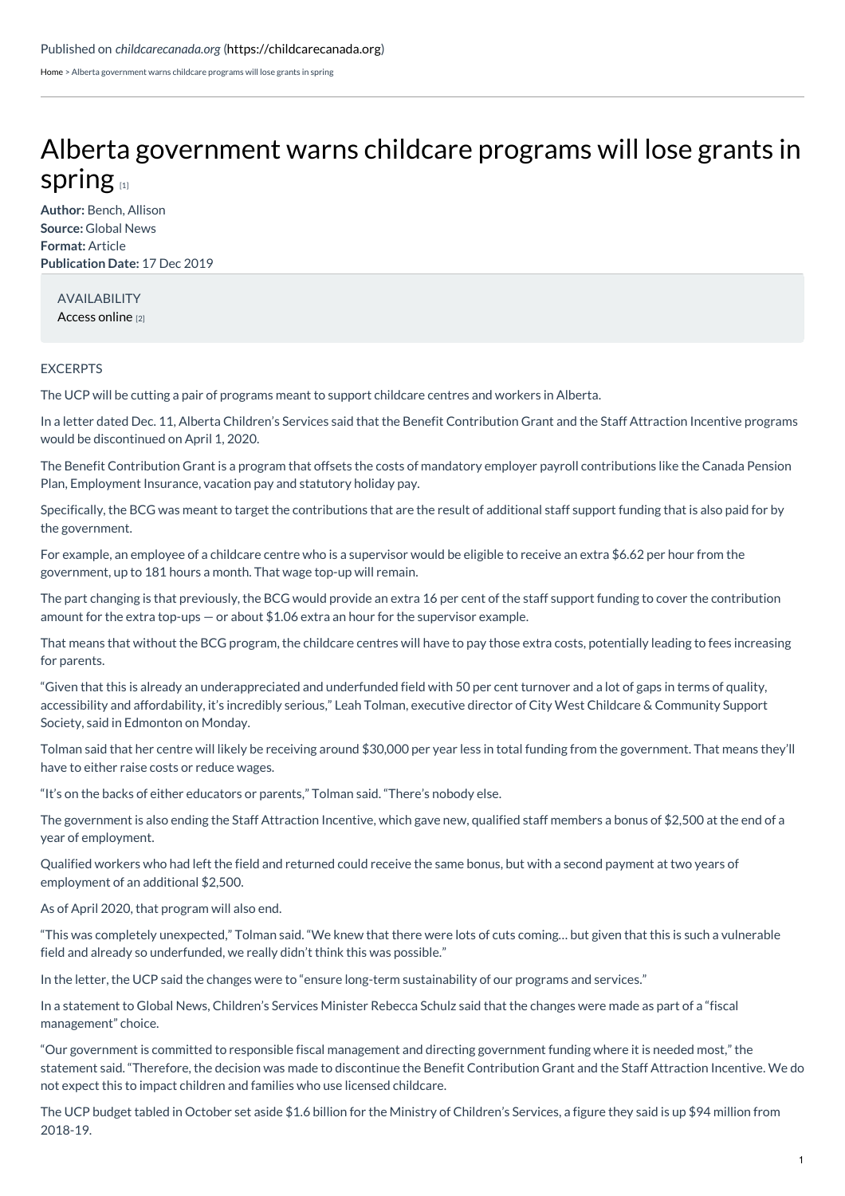Published on *childcarecanada.org* (https://childcarecanada.org)

Home > Alberta government warns childcare programs will lose grants in spring

# Alberta government warns childcare programs will lose grants in spring [1]

**Author:** Bench, Allison
**Source:** Global News
**Format:** Article
**Publication Date:** 17 Dec 2019

AVAILABILITY
Access online [2]

EXCERPTS

The UCP will be cutting a pair of programs meant to support childcare centres and workers in Alberta.

In a letter dated Dec. 11, Alberta Children's Services said that the Benefit Contribution Grant and the Staff Attraction Incentive programs would be discontinued on April 1, 2020.

The Benefit Contribution Grant is a program that offsets the costs of mandatory employer payroll contributions like the Canada Pension Plan, Employment Insurance, vacation pay and statutory holiday pay.

Specifically, the BCG was meant to target the contributions that are the result of additional staff support funding that is also paid for by the government.

For example, an employee of a childcare centre who is a supervisor would be eligible to receive an extra $6.62 per hour from the government, up to 181 hours a month. That wage top-up will remain.

The part changing is that previously, the BCG would provide an extra 16 per cent of the staff support funding to cover the contribution amount for the extra top-ups — or about $1.06 extra an hour for the supervisor example.

That means that without the BCG program, the childcare centres will have to pay those extra costs, potentially leading to fees increasing for parents.

"Given that this is already an underappreciated and underfunded field with 50 per cent turnover and a lot of gaps in terms of quality, accessibility and affordability, it's incredibly serious," Leah Tolman, executive director of City West Childcare & Community Support Society, said in Edmonton on Monday.

Tolman said that her centre will likely be receiving around $30,000 per year less in total funding from the government. That means they'll have to either raise costs or reduce wages.

"It's on the backs of either educators or parents," Tolman said. "There's nobody else.

The government is also ending the Staff Attraction Incentive, which gave new, qualified staff members a bonus of $2,500 at the end of a year of employment.

Qualified workers who had left the field and returned could receive the same bonus, but with a second payment at two years of employment of an additional $2,500.

As of April 2020, that program will also end.

"This was completely unexpected," Tolman said. "We knew that there were lots of cuts coming… but given that this is such a vulnerable field and already so underfunded, we really didn't think this was possible."

In the letter, the UCP said the changes were to "ensure long-term sustainability of our programs and services."

In a statement to Global News, Children's Services Minister Rebecca Schulz said that the changes were made as part of a "fiscal management" choice.

"Our government is committed to responsible fiscal management and directing government funding where it is needed most," the statement said. "Therefore, the decision was made to discontinue the Benefit Contribution Grant and the Staff Attraction Incentive. We do not expect this to impact children and families who use licensed childcare.

The UCP budget tabled in October set aside $1.6 billion for the Ministry of Children's Services, a figure they said is up $94 million from 2018-19.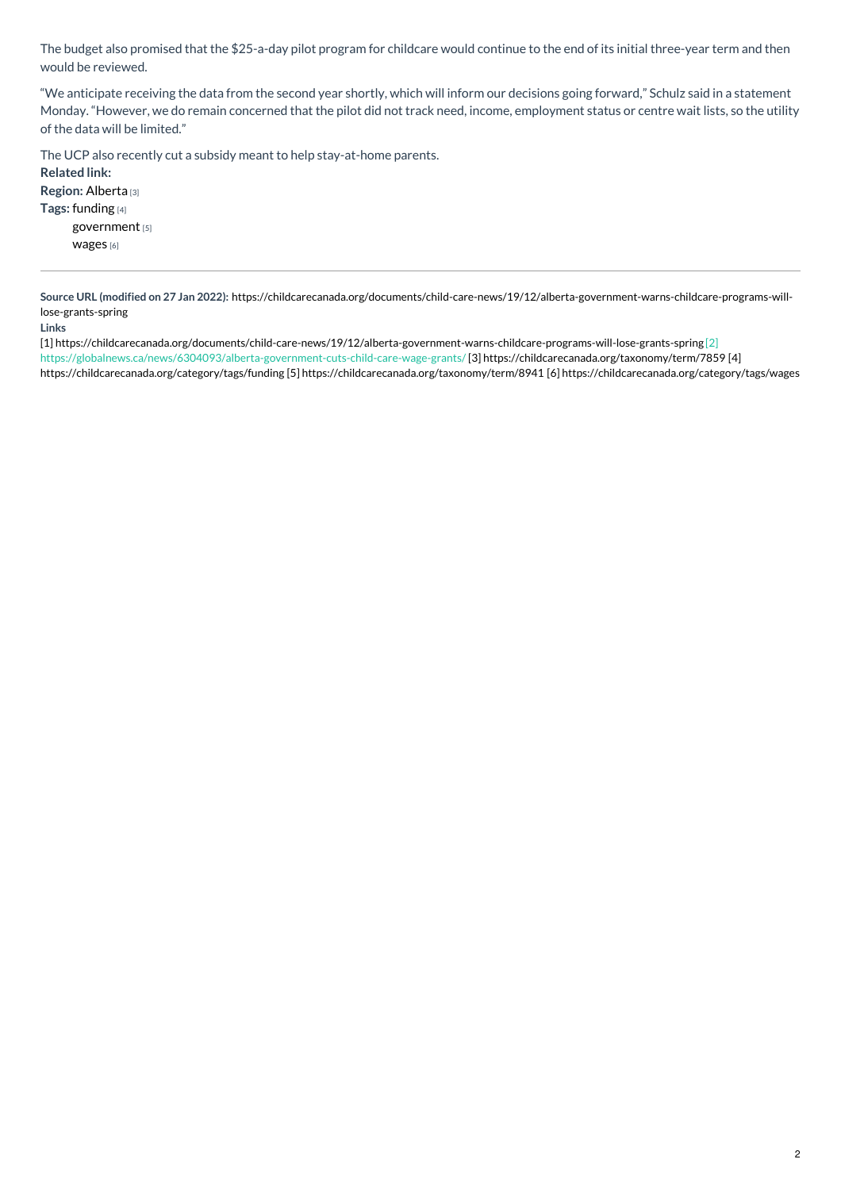The budget also promised that the $25-a-day pilot program for childcare would continue to the end of its initial three-year term and then would be reviewed.

"We anticipate receiving the data from the second year shortly, which will inform our decisions going forward," Schulz said in a statement Monday. "However, we do remain concerned that the pilot did not track need, income, employment status or centre wait lists, so the utility of the data will be limited."

The UCP also recently cut a subsidy meant to help stay-at-home parents.

**Related link:**

**Region:** Alberta [3]

**Tags:** funding [4]
government [5]
wages [6]

---

**Source URL (modified on 27 Jan 2022):** https://childcarecanada.org/documents/child-care-news/19/12/alberta-government-warns-childcare-programs-will-lose-grants-spring

**Links**

[1] https://childcarecanada.org/documents/child-care-news/19/12/alberta-government-warns-childcare-programs-will-lose-grants-spring [2] https://globalnews.ca/news/6304093/alberta-government-cuts-child-care-wage-grants/ [3] https://childcarecanada.org/taxonomy/term/7859 [4] https://childcarecanada.org/category/tags/funding [5] https://childcarecanada.org/taxonomy/term/8941 [6] https://childcarecanada.org/category/tags/wages